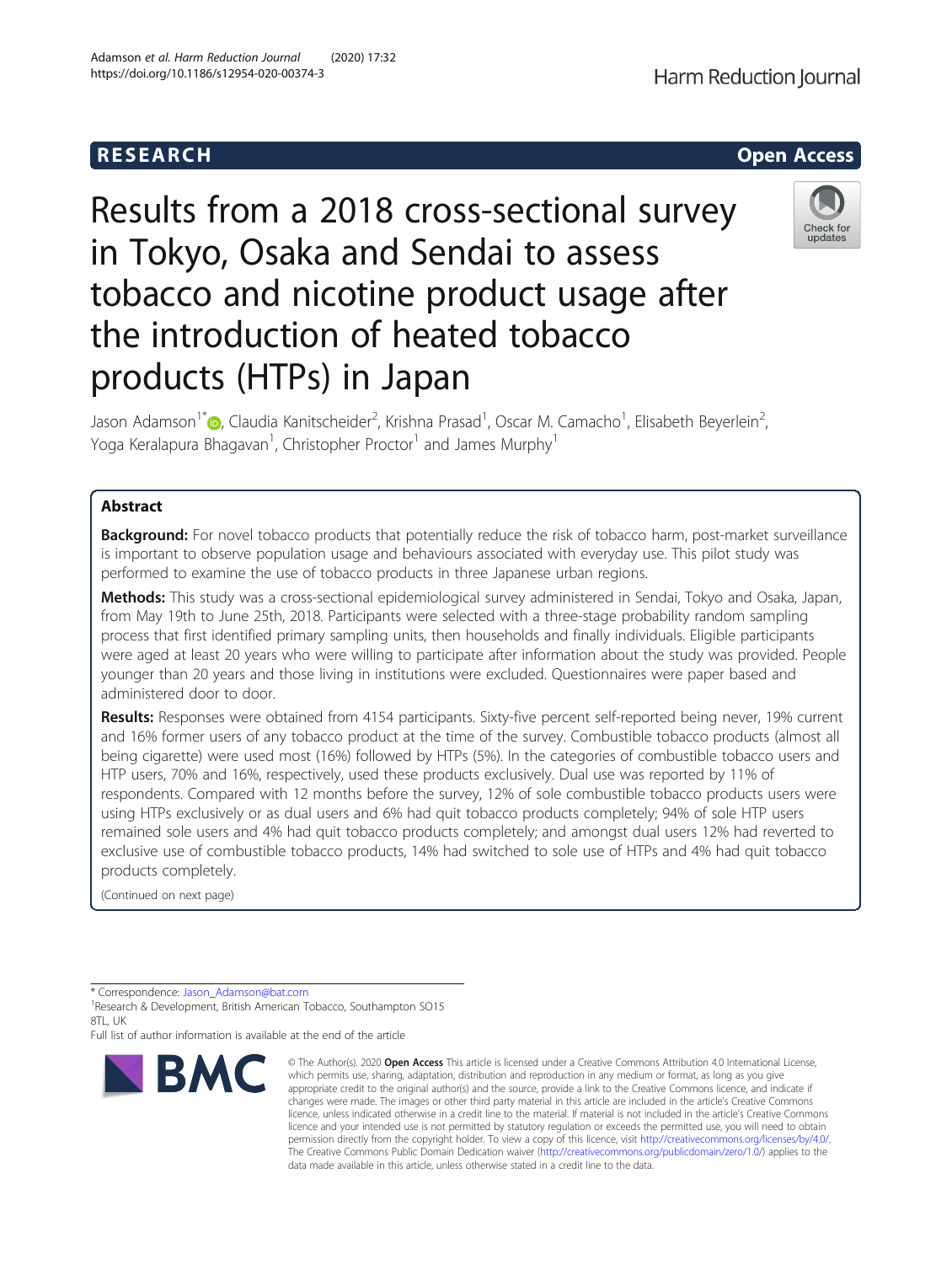RESEARCH

Open Access

# Results from a 2018 cross-sectional survey in Tokyo, Osaka and Sendai to assess tobacco and nicotine product usage after the introduction of heated tobacco products (HTPs) in Japan

Jason Adamson[1*], Claudia Kanitscheider[2], Krishna Prasad[1], Oscar M. Camacho[1], Elisabeth Beyerlein[2], Yoga Keralapura Bhagavan[1], Christopher Proctor[1] and James Murphy[1]

## Abstract

**Background:** For novel tobacco products that potentially reduce the risk of tobacco harm, post-market surveillance is important to observe population usage and behaviours associated with everyday use. This pilot study was performed to examine the use of tobacco products in three Japanese urban regions.

**Methods:** This study was a cross-sectional epidemiological survey administered in Sendai, Tokyo and Osaka, Japan, from May 19th to June 25th, 2018. Participants were selected with a three-stage probability random sampling process that first identified primary sampling units, then households and finally individuals. Eligible participants were aged at least 20 years who were willing to participate after information about the study was provided. People younger than 20 years and those living in institutions were excluded. Questionnaires were paper based and administered door to door.

**Results:** Responses were obtained from 4154 participants. Sixty-five percent self-reported being never, 19% current and 16% former users of any tobacco product at the time of the survey. Combustible tobacco products (almost all being cigarette) were used most (16%) followed by HTPs (5%). In the categories of combustible tobacco users and HTP users, 70% and 16%, respectively, used these products exclusively. Dual use was reported by 11% of respondents. Compared with 12 months before the survey, 12% of sole combustible tobacco products users were using HTPs exclusively or as dual users and 6% had quit tobacco products completely; 94% of sole HTP users remained sole users and 4% had quit tobacco products completely; and amongst dual users 12% had reverted to exclusive use of combustible tobacco products, 14% had switched to sole use of HTPs and 4% had quit tobacco products completely.

(Continued on next page)

* Correspondence: Jason_Adamson@bat.com
[1]Research & Development, British American Tobacco, Southampton SO15 8TL, UK
Full list of author information is available at the end of the article

© The Author(s). 2020 **Open Access** This article is licensed under a Creative Commons Attribution 4.0 International License, which permits use, sharing, adaptation, distribution and reproduction in any medium or format, as long as you give appropriate credit to the original author(s) and the source, provide a link to the Creative Commons licence, and indicate if changes were made. The images or other third party material in this article are included in the article's Creative Commons licence, unless indicated otherwise in a credit line to the material. If material is not included in the article's Creative Commons licence and your intended use is not permitted by statutory regulation or exceeds the permitted use, you will need to obtain permission directly from the copyright holder. To view a copy of this licence, visit http://creativecommons.org/licenses/by/4.0/. The Creative Commons Public Domain Dedication waiver (http://creativecommons.org/publicdomain/zero/1.0/) applies to the data made available in this article, unless otherwise stated in a credit line to the data.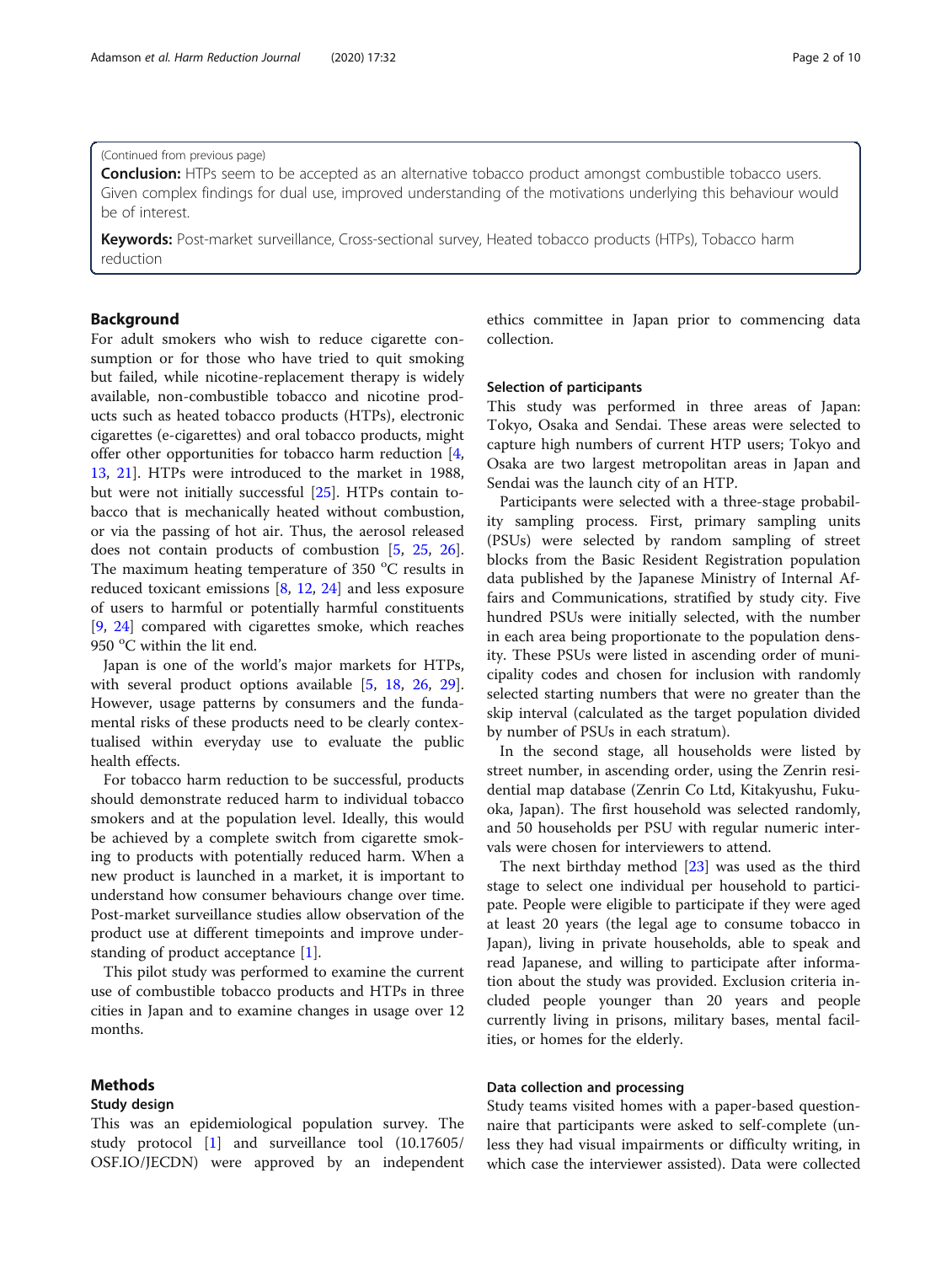(Continued from previous page)

**Conclusion:** HTPs seem to be accepted as an alternative tobacco product amongst combustible tobacco users. Given complex findings for dual use, improved understanding of the motivations underlying this behaviour would be of interest.

**Keywords:** Post-market surveillance, Cross-sectional survey, Heated tobacco products (HTPs), Tobacco harm reduction

## Background

For adult smokers who wish to reduce cigarette consumption or for those who have tried to quit smoking but failed, while nicotine-replacement therapy is widely available, non-combustible tobacco and nicotine products such as heated tobacco products (HTPs), electronic cigarettes (e-cigarettes) and oral tobacco products, might offer other opportunities for tobacco harm reduction [4, 13, 21]. HTPs were introduced to the market in 1988, but were not initially successful [25]. HTPs contain tobacco that is mechanically heated without combustion, or via the passing of hot air. Thus, the aerosol released does not contain products of combustion [5, 25, 26]. The maximum heating temperature of 350 °C results in reduced toxicant emissions [8, 12, 24] and less exposure of users to harmful or potentially harmful constituents [9, 24] compared with cigarettes smoke, which reaches 950 °C within the lit end.

Japan is one of the world's major markets for HTPs, with several product options available [5, 18, 26, 29]. However, usage patterns by consumers and the fundamental risks of these products need to be clearly contextualised within everyday use to evaluate the public health effects.

For tobacco harm reduction to be successful, products should demonstrate reduced harm to individual tobacco smokers and at the population level. Ideally, this would be achieved by a complete switch from cigarette smoking to products with potentially reduced harm. When a new product is launched in a market, it is important to understand how consumer behaviours change over time. Post-market surveillance studies allow observation of the product use at different timepoints and improve understanding of product acceptance [1].

This pilot study was performed to examine the current use of combustible tobacco products and HTPs in three cities in Japan and to examine changes in usage over 12 months.

## Methods

### Study design

This was an epidemiological population survey. The study protocol [1] and surveillance tool (10.17605/OSF.IO/JECDN) were approved by an independent ethics committee in Japan prior to commencing data collection.

### Selection of participants

This study was performed in three areas of Japan: Tokyo, Osaka and Sendai. These areas were selected to capture high numbers of current HTP users; Tokyo and Osaka are two largest metropolitan areas in Japan and Sendai was the launch city of an HTP.

Participants were selected with a three-stage probability sampling process. First, primary sampling units (PSUs) were selected by random sampling of street blocks from the Basic Resident Registration population data published by the Japanese Ministry of Internal Affairs and Communications, stratified by study city. Five hundred PSUs were initially selected, with the number in each area being proportionate to the population density. These PSUs were listed in ascending order of municipality codes and chosen for inclusion with randomly selected starting numbers that were no greater than the skip interval (calculated as the target population divided by number of PSUs in each stratum).

In the second stage, all households were listed by street number, in ascending order, using the Zenrin residential map database (Zenrin Co Ltd, Kitakyushu, Fukuoka, Japan). The first household was selected randomly, and 50 households per PSU with regular numeric intervals were chosen for interviewers to attend.

The next birthday method [23] was used as the third stage to select one individual per household to participate. People were eligible to participate if they were aged at least 20 years (the legal age to consume tobacco in Japan), living in private households, able to speak and read Japanese, and willing to participate after information about the study was provided. Exclusion criteria included people younger than 20 years and people currently living in prisons, military bases, mental facilities, or homes for the elderly.

### Data collection and processing

Study teams visited homes with a paper-based questionnaire that participants were asked to self-complete (unless they had visual impairments or difficulty writing, in which case the interviewer assisted). Data were collected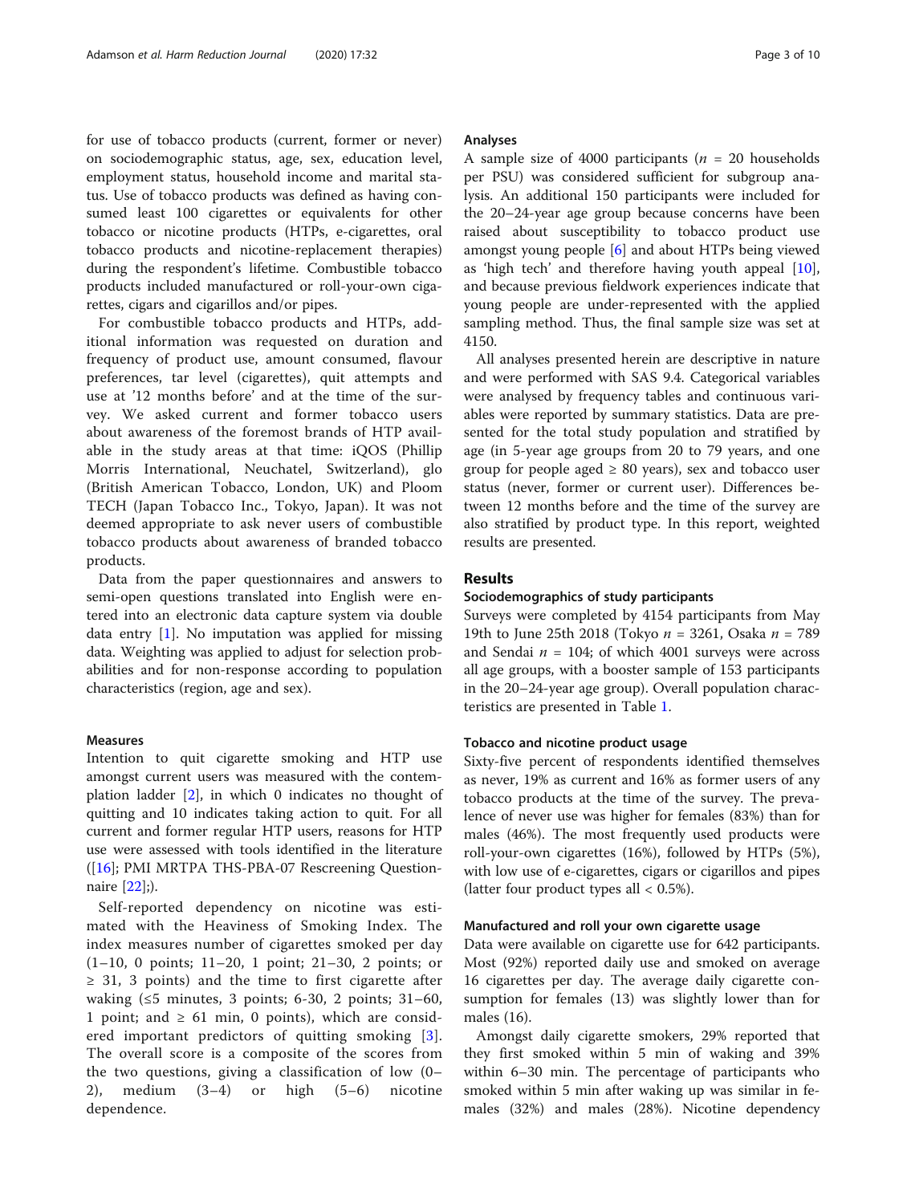for use of tobacco products (current, former or never) on sociodemographic status, age, sex, education level, employment status, household income and marital status. Use of tobacco products was defined as having consumed least 100 cigarettes or equivalents for other tobacco or nicotine products (HTPs, e-cigarettes, oral tobacco products and nicotine-replacement therapies) during the respondent's lifetime. Combustible tobacco products included manufactured or roll-your-own cigarettes, cigars and cigarillos and/or pipes.

For combustible tobacco products and HTPs, additional information was requested on duration and frequency of product use, amount consumed, flavour preferences, tar level (cigarettes), quit attempts and use at '12 months before' and at the time of the survey. We asked current and former tobacco users about awareness of the foremost brands of HTP available in the study areas at that time: iQOS (Phillip Morris International, Neuchatel, Switzerland), glo (British American Tobacco, London, UK) and Ploom TECH (Japan Tobacco Inc., Tokyo, Japan). It was not deemed appropriate to ask never users of combustible tobacco products about awareness of branded tobacco products.

Data from the paper questionnaires and answers to semi-open questions translated into English were entered into an electronic data capture system via double data entry [1]. No imputation was applied for missing data. Weighting was applied to adjust for selection probabilities and for non-response according to population characteristics (region, age and sex).

### Measures

Intention to quit cigarette smoking and HTP use amongst current users was measured with the contemplation ladder [2], in which 0 indicates no thought of quitting and 10 indicates taking action to quit. For all current and former regular HTP users, reasons for HTP use were assessed with tools identified in the literature ([16]; PMI MRTPA THS-PBA-07 Rescreening Questionnaire [22];).

Self-reported dependency on nicotine was estimated with the Heaviness of Smoking Index. The index measures number of cigarettes smoked per day (1–10, 0 points; 11–20, 1 point; 21–30, 2 points; or ≥ 31, 3 points) and the time to first cigarette after waking (≤5 minutes, 3 points; 6-30, 2 points; 31–60, 1 point; and ≥ 61 min, 0 points), which are considered important predictors of quitting smoking [3]. The overall score is a composite of the scores from the two questions, giving a classification of low (0–2), medium (3–4) or high (5–6) nicotine dependence.

### Analyses

A sample size of 4000 participants ($n$ = 20 households per PSU) was considered sufficient for subgroup analysis. An additional 150 participants were included for the 20–24-year age group because concerns have been raised about susceptibility to tobacco product use amongst young people [6] and about HTPs being viewed as 'high tech' and therefore having youth appeal [10], and because previous fieldwork experiences indicate that young people are under-represented with the applied sampling method. Thus, the final sample size was set at 4150.

All analyses presented herein are descriptive in nature and were performed with SAS 9.4. Categorical variables were analysed by frequency tables and continuous variables were reported by summary statistics. Data are presented for the total study population and stratified by age (in 5-year age groups from 20 to 79 years, and one group for people aged ≥ 80 years), sex and tobacco user status (never, former or current user). Differences between 12 months before and the time of the survey are also stratified by product type. In this report, weighted results are presented.

## Results

### Sociodemographics of study participants

Surveys were completed by 4154 participants from May 19th to June 25th 2018 (Tokyo $n$ = 3261, Osaka $n$ = 789 and Sendai $n$ = 104; of which 4001 surveys were across all age groups, with a booster sample of 153 participants in the 20–24-year age group). Overall population characteristics are presented in Table 1.

### Tobacco and nicotine product usage

Sixty-five percent of respondents identified themselves as never, 19% as current and 16% as former users of any tobacco products at the time of the survey. The prevalence of never use was higher for females (83%) than for males (46%). The most frequently used products were roll-your-own cigarettes (16%), followed by HTPs (5%), with low use of e-cigarettes, cigars or cigarillos and pipes (latter four product types all < 0.5%).

### Manufactured and roll your own cigarette usage

Data were available on cigarette use for 642 participants. Most (92%) reported daily use and smoked on average 16 cigarettes per day. The average daily cigarette consumption for females (13) was slightly lower than for males (16).

Amongst daily cigarette smokers, 29% reported that they first smoked within 5 min of waking and 39% within 6–30 min. The percentage of participants who smoked within 5 min after waking up was similar in females (32%) and males (28%). Nicotine dependency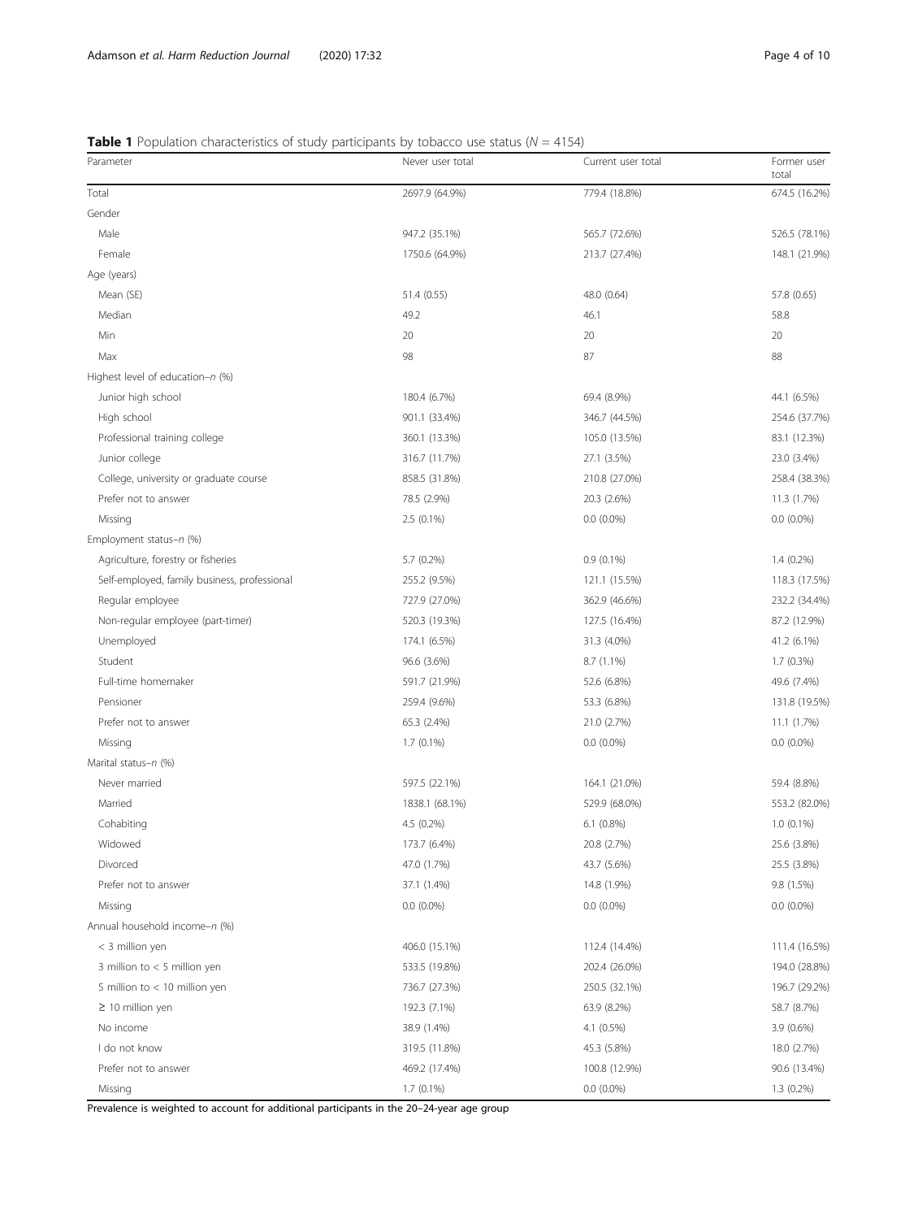**Table 1** Population characteristics of study participants by tobacco use status ($N = 4154$)

| Parameter | Never user total | Current user total | Former user total |
|---|---|---|---|
| Total | 2697.9 (64.9%) | 779.4 (18.8%) | 674.5 (16.2%) |
| Gender | | | |
| Male | 947.2 (35.1%) | 565.7 (72.6%) | 526.5 (78.1%) |
| Female | 1750.6 (64.9%) | 213.7 (27.4%) | 148.1 (21.9%) |
| Age (years) | | | |
| Mean (SE) | 51.4 (0.55) | 48.0 (0.64) | 57.8 (0.65) |
| Median | 49.2 | 46.1 | 58.8 |
| Min | 20 | 20 | 20 |
| Max | 98 | 87 | 88 |
| Highest level of education–*n* (%) | | | |
| Junior high school | 180.4 (6.7%) | 69.4 (8.9%) | 44.1 (6.5%) |
| High school | 901.1 (33.4%) | 346.7 (44.5%) | 254.6 (37.7%) |
| Professional training college | 360.1 (13.3%) | 105.0 (13.5%) | 83.1 (12.3%) |
| Junior college | 316.7 (11.7%) | 27.1 (3.5%) | 23.0 (3.4%) |
| College, university or graduate course | 858.5 (31.8%) | 210.8 (27.0%) | 258.4 (38.3%) |
| Prefer not to answer | 78.5 (2.9%) | 20.3 (2.6%) | 11.3 (1.7%) |
| Missing | 2.5 (0.1%) | 0.0 (0.0%) | 0.0 (0.0%) |
| Employment status–*n* (%) | | | |
| Agriculture, forestry or fisheries | 5.7 (0.2%) | 0.9 (0.1%) | 1.4 (0.2%) |
| Self-employed, family business, professional | 255.2 (9.5%) | 121.1 (15.5%) | 118.3 (17.5%) |
| Regular employee | 727.9 (27.0%) | 362.9 (46.6%) | 232.2 (34.4%) |
| Non-regular employee (part-timer) | 520.3 (19.3%) | 127.5 (16.4%) | 87.2 (12.9%) |
| Unemployed | 174.1 (6.5%) | 31.3 (4.0%) | 41.2 (6.1%) |
| Student | 96.6 (3.6%) | 8.7 (1.1%) | 1.7 (0.3%) |
| Full-time homemaker | 591.7 (21.9%) | 52.6 (6.8%) | 49.6 (7.4%) |
| Pensioner | 259.4 (9.6%) | 53.3 (6.8%) | 131.8 (19.5%) |
| Prefer not to answer | 65.3 (2.4%) | 21.0 (2.7%) | 11.1 (1.7%) |
| Missing | 1.7 (0.1%) | 0.0 (0.0%) | 0.0 (0.0%) |
| Marital status–*n* (%) | | | |
| Never married | 597.5 (22.1%) | 164.1 (21.0%) | 59.4 (8.8%) |
| Married | 1838.1 (68.1%) | 529.9 (68.0%) | 553.2 (82.0%) |
| Cohabiting | 4.5 (0.2%) | 6.1 (0.8%) | 1.0 (0.1%) |
| Widowed | 173.7 (6.4%) | 20.8 (2.7%) | 25.6 (3.8%) |
| Divorced | 47.0 (1.7%) | 43.7 (5.6%) | 25.5 (3.8%) |
| Prefer not to answer | 37.1 (1.4%) | 14.8 (1.9%) | 9.8 (1.5%) |
| Missing | 0.0 (0.0%) | 0.0 (0.0%) | 0.0 (0.0%) |
| Annual household income–*n* (%) | | | |
| < 3 million yen | 406.0 (15.1%) | 112.4 (14.4%) | 111.4 (16.5%) |
| 3 million to < 5 million yen | 533.5 (19.8%) | 202.4 (26.0%) | 194.0 (28.8%) |
| 5 million to < 10 million yen | 736.7 (27.3%) | 250.5 (32.1%) | 196.7 (29.2%) |
| ≥ 10 million yen | 192.3 (7.1%) | 63.9 (8.2%) | 58.7 (8.7%) |
| No income | 38.9 (1.4%) | 4.1 (0.5%) | 3.9 (0.6%) |
| I do not know | 319.5 (11.8%) | 45.3 (5.8%) | 18.0 (2.7%) |
| Prefer not to answer | 469.2 (17.4%) | 100.8 (12.9%) | 90.6 (13.4%) |
| Missing | 1.7 (0.1%) | 0.0 (0.0%) | 1.3 (0.2%) |

Prevalence is weighted to account for additional participants in the 20–24-year age group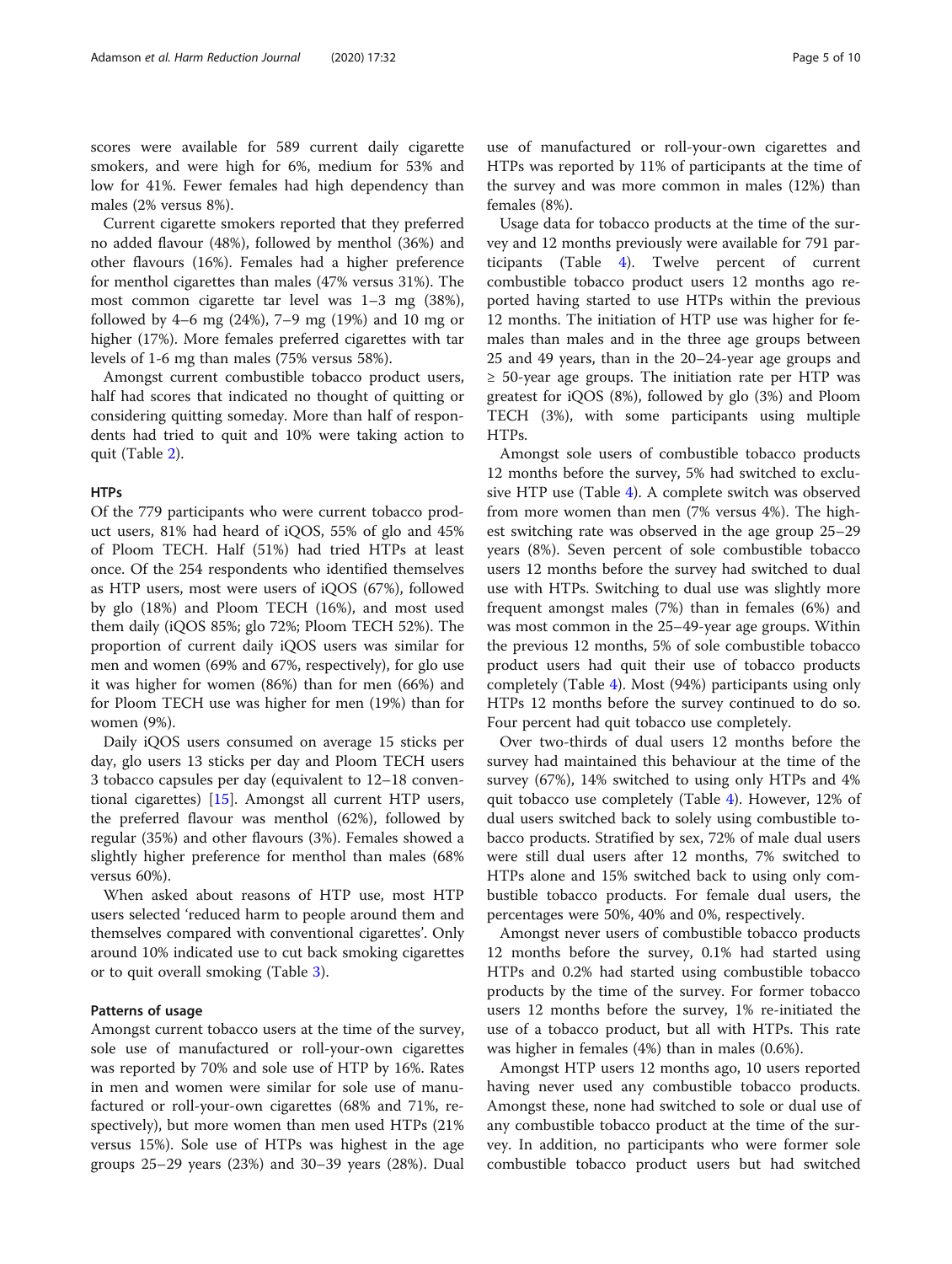scores were available for 589 current daily cigarette smokers, and were high for 6%, medium for 53% and low for 41%. Fewer females had high dependency than males (2% versus 8%).

Current cigarette smokers reported that they preferred no added flavour (48%), followed by menthol (36%) and other flavours (16%). Females had a higher preference for menthol cigarettes than males (47% versus 31%). The most common cigarette tar level was 1–3 mg (38%), followed by 4–6 mg (24%), 7–9 mg (19%) and 10 mg or higher (17%). More females preferred cigarettes with tar levels of 1-6 mg than males (75% versus 58%).

Amongst current combustible tobacco product users, half had scores that indicated no thought of quitting or considering quitting someday. More than half of respondents had tried to quit and 10% were taking action to quit (Table 2).

#### HTPs

Of the 779 participants who were current tobacco product users, 81% had heard of iQOS, 55% of glo and 45% of Ploom TECH. Half (51%) had tried HTPs at least once. Of the 254 respondents who identified themselves as HTP users, most were users of iQOS (67%), followed by glo (18%) and Ploom TECH (16%), and most used them daily (iQOS 85%; glo 72%; Ploom TECH 52%). The proportion of current daily iQOS users was similar for men and women (69% and 67%, respectively), for glo use it was higher for women (86%) than for men (66%) and for Ploom TECH use was higher for men (19%) than for women (9%).

Daily iQOS users consumed on average 15 sticks per day, glo users 13 sticks per day and Ploom TECH users 3 tobacco capsules per day (equivalent to 12–18 conventional cigarettes) [15]. Amongst all current HTP users, the preferred flavour was menthol (62%), followed by regular (35%) and other flavours (3%). Females showed a slightly higher preference for menthol than males (68% versus 60%).

When asked about reasons of HTP use, most HTP users selected 'reduced harm to people around them and themselves compared with conventional cigarettes'. Only around 10% indicated use to cut back smoking cigarettes or to quit overall smoking (Table 3).

#### Patterns of usage

Amongst current tobacco users at the time of the survey, sole use of manufactured or roll-your-own cigarettes was reported by 70% and sole use of HTP by 16%. Rates in men and women were similar for sole use of manufactured or roll-your-own cigarettes (68% and 71%, respectively), but more women than men used HTPs (21% versus 15%). Sole use of HTPs was highest in the age groups 25–29 years (23%) and 30–39 years (28%). Dual use of manufactured or roll-your-own cigarettes and HTPs was reported by 11% of participants at the time of the survey and was more common in males (12%) than females (8%).

Usage data for tobacco products at the time of the survey and 12 months previously were available for 791 participants (Table 4). Twelve percent of current combustible tobacco product users 12 months ago reported having started to use HTPs within the previous 12 months. The initiation of HTP use was higher for females than males and in the three age groups between 25 and 49 years, than in the 20–24-year age groups and ≥ 50-year age groups. The initiation rate per HTP was greatest for iQOS (8%), followed by glo (3%) and Ploom TECH (3%), with some participants using multiple HTPs.

Amongst sole users of combustible tobacco products 12 months before the survey, 5% had switched to exclusive HTP use (Table 4). A complete switch was observed from more women than men (7% versus 4%). The highest switching rate was observed in the age group 25–29 years (8%). Seven percent of sole combustible tobacco users 12 months before the survey had switched to dual use with HTPs. Switching to dual use was slightly more frequent amongst males (7%) than in females (6%) and was most common in the 25–49-year age groups. Within the previous 12 months, 5% of sole combustible tobacco product users had quit their use of tobacco products completely (Table 4). Most (94%) participants using only HTPs 12 months before the survey continued to do so. Four percent had quit tobacco use completely.

Over two-thirds of dual users 12 months before the survey had maintained this behaviour at the time of the survey (67%), 14% switched to using only HTPs and 4% quit tobacco use completely (Table 4). However, 12% of dual users switched back to solely using combustible tobacco products. Stratified by sex, 72% of male dual users were still dual users after 12 months, 7% switched to HTPs alone and 15% switched back to using only combustible tobacco products. For female dual users, the percentages were 50%, 40% and 0%, respectively.

Amongst never users of combustible tobacco products 12 months before the survey, 0.1% had started using HTPs and 0.2% had started using combustible tobacco products by the time of the survey. For former tobacco users 12 months before the survey, 1% re-initiated the use of a tobacco product, but all with HTPs. This rate was higher in females (4%) than in males (0.6%).

Amongst HTP users 12 months ago, 10 users reported having never used any combustible tobacco products. Amongst these, none had switched to sole or dual use of any combustible tobacco product at the time of the survey. In addition, no participants who were former sole combustible tobacco product users but had switched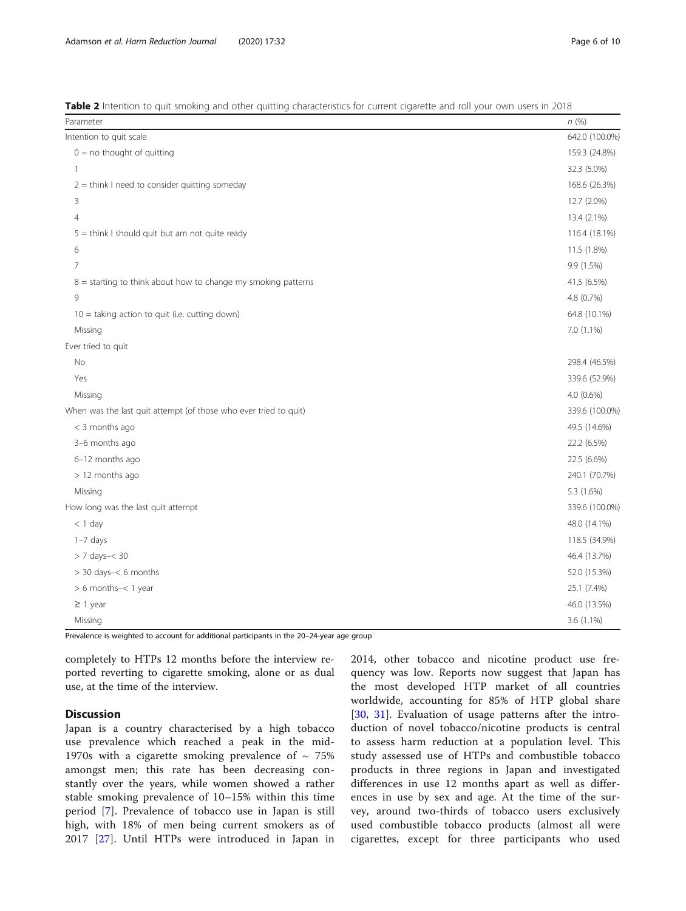**Table 2** Intention to quit smoking and other quitting characteristics for current cigarette and roll your own users in 2018

| Parameter | n (%) |
| --- | --- |
| Intention to quit scale | 642.0 (100.0%) |
| 0 = no thought of quitting | 159.3 (24.8%) |
| 1 | 32.3 (5.0%) |
| 2 = think I need to consider quitting someday | 168.6 (26.3%) |
| 3 | 12.7 (2.0%) |
| 4 | 13.4 (2.1%) |
| 5 = think I should quit but am not quite ready | 116.4 (18.1%) |
| 6 | 11.5 (1.8%) |
| 7 | 9.9 (1.5%) |
| 8 = starting to think about how to change my smoking patterns | 41.5 (6.5%) |
| 9 | 4.8 (0.7%) |
| 10 = taking action to quit (i.e. cutting down) | 64.8 (10.1%) |
| Missing | 7.0 (1.1%) |
| Ever tried to quit | |
| No | 298.4 (46.5%) |
| Yes | 339.6 (52.9%) |
| Missing | 4.0 (0.6%) |
| When was the last quit attempt (of those who ever tried to quit) | 339.6 (100.0%) |
| < 3 months ago | 49.5 (14.6%) |
| 3–6 months ago | 22.2 (6.5%) |
| 6–12 months ago | 22.5 (6.6%) |
| > 12 months ago | 240.1 (70.7%) |
| Missing | 5.3 (1.6%) |
| How long was the last quit attempt | 339.6 (100.0%) |
| < 1 day | 48.0 (14.1%) |
| 1–7 days | 118.5 (34.9%) |
| > 7 days–< 30 | 46.4 (13.7%) |
| > 30 days–< 6 months | 52.0 (15.3%) |
| > 6 months–< 1 year | 25.1 (7.4%) |
| ≥ 1 year | 46.0 (13.5%) |
| Missing | 3.6 (1.1%) |

Prevalence is weighted to account for additional participants in the 20–24-year age group

completely to HTPs 12 months before the interview reported reverting to cigarette smoking, alone or as dual use, at the time of the interview.

## Discussion

Japan is a country characterised by a high tobacco use prevalence which reached a peak in the mid-1970s with a cigarette smoking prevalence of ~ 75% amongst men; this rate has been decreasing constantly over the years, while women showed a rather stable smoking prevalence of 10–15% within this time period [7]. Prevalence of tobacco use in Japan is still high, with 18% of men being current smokers as of 2017 [27]. Until HTPs were introduced in Japan in 2014, other tobacco and nicotine product use frequency was low. Reports now suggest that Japan has the most developed HTP market of all countries worldwide, accounting for 85% of HTP global share [30, 31]. Evaluation of usage patterns after the introduction of novel tobacco/nicotine products is central to assess harm reduction at a population level. This study assessed use of HTPs and combustible tobacco products in three regions in Japan and investigated differences in use 12 months apart as well as differences in use by sex and age. At the time of the survey, around two-thirds of tobacco users exclusively used combustible tobacco products (almost all were cigarettes, except for three participants who used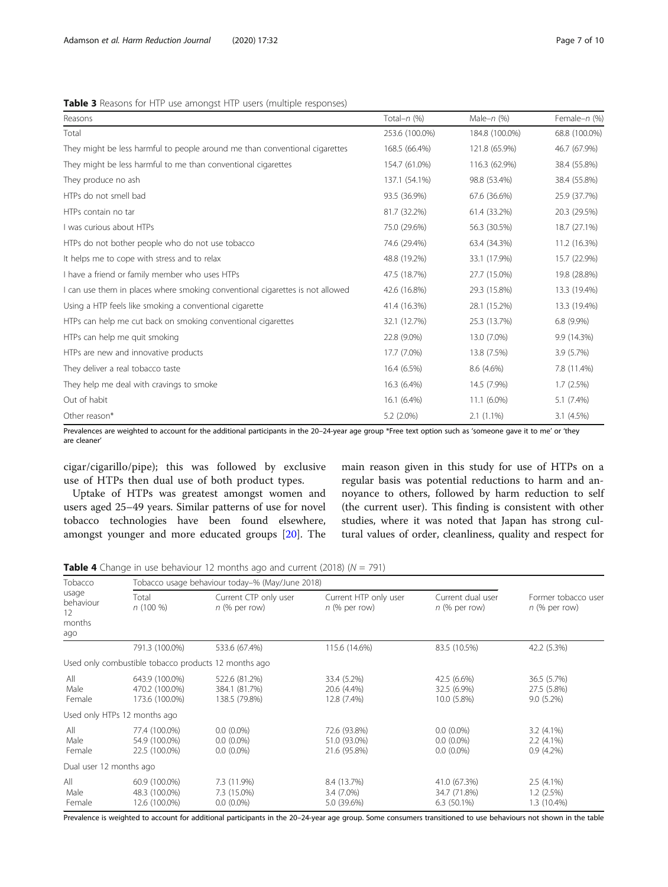**Table 3** Reasons for HTP use amongst HTP users (multiple responses)

| Reasons | Total–*n* (%) | Male–*n* (%) | Female–*n* (%) |
|---|---|---|---|
| Total | 253.6 (100.0%) | 184.8 (100.0%) | 68.8 (100.0%) |
| They might be less harmful to people around me than conventional cigarettes | 168.5 (66.4%) | 121.8 (65.9%) | 46.7 (67.9%) |
| They might be less harmful to me than conventional cigarettes | 154.7 (61.0%) | 116.3 (62.9%) | 38.4 (55.8%) |
| They produce no ash | 137.1 (54.1%) | 98.8 (53.4%) | 38.4 (55.8%) |
| HTPs do not smell bad | 93.5 (36.9%) | 67.6 (36.6%) | 25.9 (37.7%) |
| HTPs contain no tar | 81.7 (32.2%) | 61.4 (33.2%) | 20.3 (29.5%) |
| I was curious about HTPs | 75.0 (29.6%) | 56.3 (30.5%) | 18.7 (27.1%) |
| HTPs do not bother people who do not use tobacco | 74.6 (29.4%) | 63.4 (34.3%) | 11.2 (16.3%) |
| It helps me to cope with stress and to relax | 48.8 (19.2%) | 33.1 (17.9%) | 15.7 (22.9%) |
| I have a friend or family member who uses HTPs | 47.5 (18.7%) | 27.7 (15.0%) | 19.8 (28.8%) |
| I can use them in places where smoking conventional cigarettes is not allowed | 42.6 (16.8%) | 29.3 (15.8%) | 13.3 (19.4%) |
| Using a HTP feels like smoking a conventional cigarette | 41.4 (16.3%) | 28.1 (15.2%) | 13.3 (19.4%) |
| HTPs can help me cut back on smoking conventional cigarettes | 32.1 (12.7%) | 25.3 (13.7%) | 6.8 (9.9%) |
| HTPs can help me quit smoking | 22.8 (9.0%) | 13.0 (7.0%) | 9.9 (14.3%) |
| HTPs are new and innovative products | 17.7 (7.0%) | 13.8 (7.5%) | 3.9 (5.7%) |
| They deliver a real tobacco taste | 16.4 (6.5%) | 8.6 (4.6%) | 7.8 (11.4%) |
| They help me deal with cravings to smoke | 16.3 (6.4%) | 14.5 (7.9%) | 1.7 (2.5%) |
| Out of habit | 16.1 (6.4%) | 11.1 (6.0%) | 5.1 (7.4%) |
| Other reason* | 5.2 (2.0%) | 2.1 (1.1%) | 3.1 (4.5%) |

Prevalences are weighted to account for the additional participants in the 20–24-year age group *Free text option such as 'someone gave it to me' or 'they are cleaner'

cigar/cigarillo/pipe); this was followed by exclusive use of HTPs then dual use of both product types.

Uptake of HTPs was greatest amongst women and users aged 25–49 years. Similar patterns of use for novel tobacco technologies have been found elsewhere, amongst younger and more educated groups [20]. The main reason given in this study for use of HTPs on a regular basis was potential reductions to harm and annoyance to others, followed by harm reduction to self (the current user). This finding is consistent with other studies, where it was noted that Japan has strong cultural values of order, cleanliness, quality and respect for

**Table 4** Change in use behaviour 12 months ago and current (2018) (*N* = 791)

| Tobacco usage behaviour 12 months ago | Tobacco usage behaviour today–% (May/June 2018) | | | | |
|---|---|---|---|---|---|
| | Total *n* (100 %) | Current CTP only user *n* (% per row) | Current HTP only user *n* (% per row) | Current dual user *n* (% per row) | Former tobacco user *n* (% per row) |
| | 791.3 (100.0%) | 533.6 (67.4%) | 115.6 (14.6%) | 83.5 (10.5%) | 42.2 (5.3%) |
| Used only combustible tobacco products 12 months ago | | | | | |
| All | 643.9 (100.0%) | 522.6 (81.2%) | 33.4 (5.2%) | 42.5 (6.6%) | 36.5 (5.7%) |
| Male | 470.2 (100.0%) | 384.1 (81.7%) | 20.6 (4.4%) | 32.5 (6.9%) | 27.5 (5.8%) |
| Female | 173.6 (100.0%) | 138.5 (79.8%) | 12.8 (7.4%) | 10.0 (5.8%) | 9.0 (5.2%) |
| Used only HTPs 12 months ago | | | | | |
| All | 77.4 (100.0%) | 0.0 (0.0%) | 72.6 (93.8%) | 0.0 (0.0%) | 3.2 (4.1%) |
| Male | 54.9 (100.0%) | 0.0 (0.0%) | 51.0 (93.0%) | 0.0 (0.0%) | 2.2 (4.1%) |
| Female | 22.5 (100.0%) | 0.0 (0.0%) | 21.6 (95.8%) | 0.0 (0.0%) | 0.9 (4.2%) |
| Dual user 12 months ago | | | | | |
| All | 60.9 (100.0%) | 7.3 (11.9%) | 8.4 (13.7%) | 41.0 (67.3%) | 2.5 (4.1%) |
| Male | 48.3 (100.0%) | 7.3 (15.0%) | 3.4 (7.0%) | 34.7 (71.8%) | 1.2 (2.5%) |
| Female | 12.6 (100.0%) | 0.0 (0.0%) | 5.0 (39.6%) | 6.3 (50.1%) | 1.3 (10.4%) |

Prevalence is weighted to account for additional participants in the 20–24-year age group. Some consumers transitioned to use behaviours not shown in the table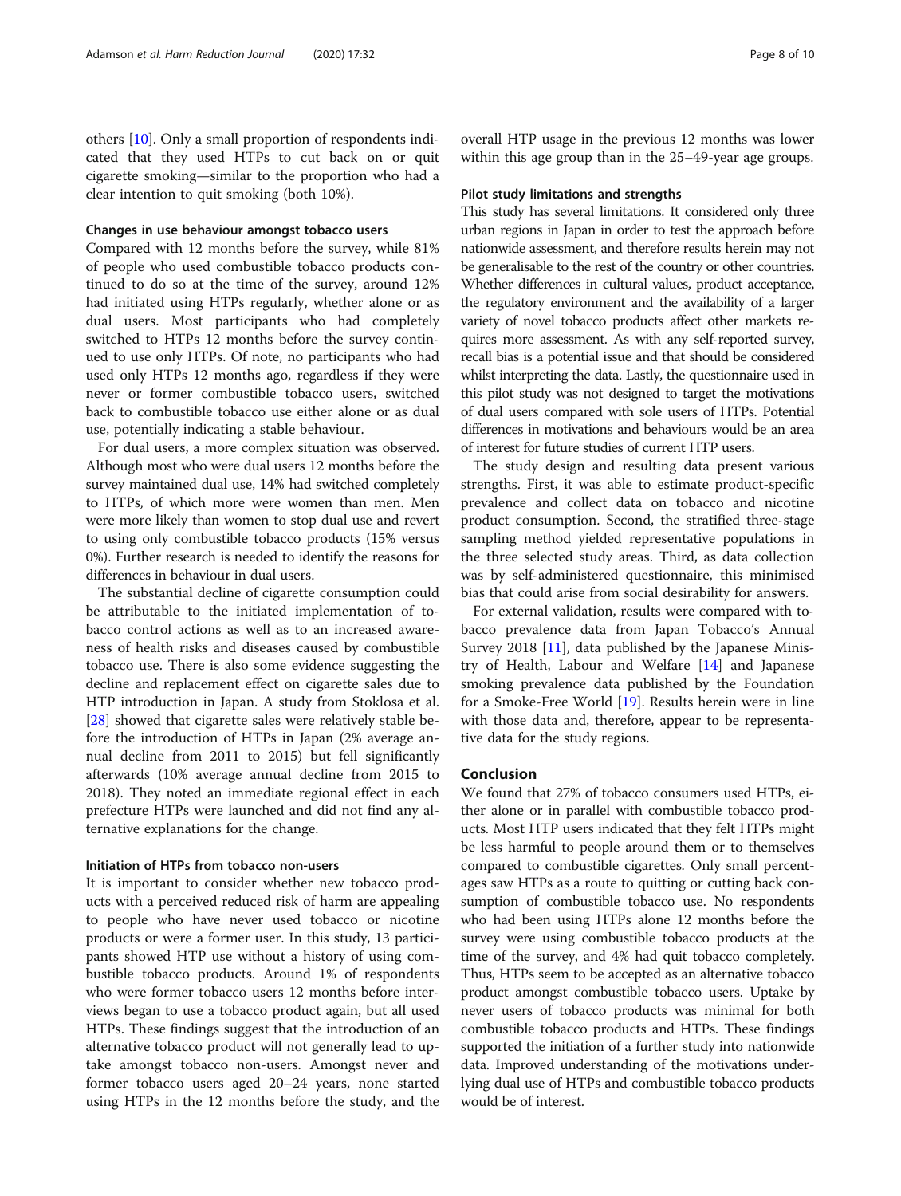others [10]. Only a small proportion of respondents indicated that they used HTPs to cut back on or quit cigarette smoking—similar to the proportion who had a clear intention to quit smoking (both 10%).

### Changes in use behaviour amongst tobacco users

Compared with 12 months before the survey, while 81% of people who used combustible tobacco products continued to do so at the time of the survey, around 12% had initiated using HTPs regularly, whether alone or as dual users. Most participants who had completely switched to HTPs 12 months before the survey continued to use only HTPs. Of note, no participants who had used only HTPs 12 months ago, regardless if they were never or former combustible tobacco users, switched back to combustible tobacco use either alone or as dual use, potentially indicating a stable behaviour.

For dual users, a more complex situation was observed. Although most who were dual users 12 months before the survey maintained dual use, 14% had switched completely to HTPs, of which more were women than men. Men were more likely than women to stop dual use and revert to using only combustible tobacco products (15% versus 0%). Further research is needed to identify the reasons for differences in behaviour in dual users.

The substantial decline of cigarette consumption could be attributable to the initiated implementation of tobacco control actions as well as to an increased awareness of health risks and diseases caused by combustible tobacco use. There is also some evidence suggesting the decline and replacement effect on cigarette sales due to HTP introduction in Japan. A study from Stoklosa et al. [28] showed that cigarette sales were relatively stable before the introduction of HTPs in Japan (2% average annual decline from 2011 to 2015) but fell significantly afterwards (10% average annual decline from 2015 to 2018). They noted an immediate regional effect in each prefecture HTPs were launched and did not find any alternative explanations for the change.

### Initiation of HTPs from tobacco non-users

It is important to consider whether new tobacco products with a perceived reduced risk of harm are appealing to people who have never used tobacco or nicotine products or were a former user. In this study, 13 participants showed HTP use without a history of using combustible tobacco products. Around 1% of respondents who were former tobacco users 12 months before interviews began to use a tobacco product again, but all used HTPs. These findings suggest that the introduction of an alternative tobacco product will not generally lead to uptake amongst tobacco non-users. Amongst never and former tobacco users aged 20–24 years, none started using HTPs in the 12 months before the study, and the overall HTP usage in the previous 12 months was lower within this age group than in the 25–49-year age groups.

### Pilot study limitations and strengths

This study has several limitations. It considered only three urban regions in Japan in order to test the approach before nationwide assessment, and therefore results herein may not be generalisable to the rest of the country or other countries. Whether differences in cultural values, product acceptance, the regulatory environment and the availability of a larger variety of novel tobacco products affect other markets requires more assessment. As with any self-reported survey, recall bias is a potential issue and that should be considered whilst interpreting the data. Lastly, the questionnaire used in this pilot study was not designed to target the motivations of dual users compared with sole users of HTPs. Potential differences in motivations and behaviours would be an area of interest for future studies of current HTP users.

The study design and resulting data present various strengths. First, it was able to estimate product-specific prevalence and collect data on tobacco and nicotine product consumption. Second, the stratified three-stage sampling method yielded representative populations in the three selected study areas. Third, as data collection was by self-administered questionnaire, this minimised bias that could arise from social desirability for answers.

For external validation, results were compared with tobacco prevalence data from Japan Tobacco's Annual Survey 2018 [11], data published by the Japanese Ministry of Health, Labour and Welfare [14] and Japanese smoking prevalence data published by the Foundation for a Smoke-Free World [19]. Results herein were in line with those data and, therefore, appear to be representative data for the study regions.

## Conclusion

We found that 27% of tobacco consumers used HTPs, either alone or in parallel with combustible tobacco products. Most HTP users indicated that they felt HTPs might be less harmful to people around them or to themselves compared to combustible cigarettes. Only small percentages saw HTPs as a route to quitting or cutting back consumption of combustible tobacco use. No respondents who had been using HTPs alone 12 months before the survey were using combustible tobacco products at the time of the survey, and 4% had quit tobacco completely. Thus, HTPs seem to be accepted as an alternative tobacco product amongst combustible tobacco users. Uptake by never users of tobacco products was minimal for both combustible tobacco products and HTPs. These findings supported the initiation of a further study into nationwide data. Improved understanding of the motivations underlying dual use of HTPs and combustible tobacco products would be of interest.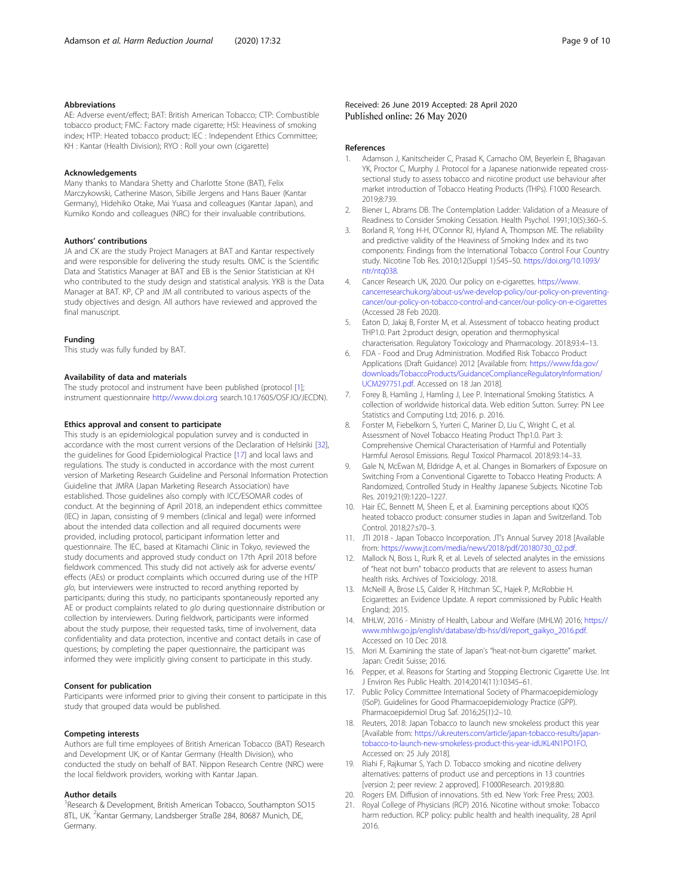### Abbreviations

AE: Adverse event/effect; BAT: British American Tobacco; CTP: Combustible tobacco product; FMC: Factory made cigarette; HSI: Heaviness of smoking index; HTP: Heated tobacco product; IEC : Independent Ethics Committee; KH : Kantar (Health Division); RYO : Roll your own (cigarette)

### Acknowledgements

Many thanks to Mandara Shetty and Charlotte Stone (BAT), Felix Marczykowski, Catherine Mason, Sibille Jergens and Hans Bauer (Kantar Germany), Hidehiko Otake, Mai Yuasa and colleagues (Kantar Japan), and Kumiko Kondo and colleagues (NRC) for their invaluable contributions.

### Authors' contributions

JA and CK are the study Project Managers at BAT and Kantar respectively and were responsible for delivering the study results. OMC is the Scientific Data and Statistics Manager at BAT and EB is the Senior Statistician at KH who contributed to the study design and statistical analysis. YKB is the Data Manager at BAT. KP, CP and JM all contributed to various aspects of the study objectives and design. All authors have reviewed and approved the final manuscript.

### Funding

This study was fully funded by BAT.

### Availability of data and materials

The study protocol and instrument have been published (protocol [1]; instrument questionnaire http://www.doi.org search.10.17605/OSF.IO/JECDN).

### Ethics approval and consent to participate

This study is an epidemiological population survey and is conducted in accordance with the most current versions of the Declaration of Helsinki [32], the guidelines for Good Epidemiological Practice [17] and local laws and regulations. The study is conducted in accordance with the most current version of Marketing Research Guideline and Personal Information Protection Guideline that JMRA (Japan Marketing Research Association) have established. Those guidelines also comply with ICC/ESOMAR codes of conduct. At the beginning of April 2018, an independent ethics committee (IEC) in Japan, consisting of 9 members (clinical and legal) were informed about the intended data collection and all required documents were provided, including protocol, participant information letter and questionnaire. The IEC, based at Kitamachi Clinic in Tokyo, reviewed the study documents and approved study conduct on 17th April 2018 before fieldwork commenced. This study did not actively ask for adverse events/ effects (AEs) or product complaints which occurred during use of the HTP *glo*, but interviewers were instructed to record anything reported by participants; during this study, no participants spontaneously reported any AE or product complaints related to *glo* during questionnaire distribution or collection by interviewers. During fieldwork, participants were informed about the study purpose, their requested tasks, time of involvement, data confidentiality and data protection, incentive and contact details in case of questions; by completing the paper questionnaire, the participant was informed they were implicitly giving consent to participate in this study.

### Consent for publication

Participants were informed prior to giving their consent to participate in this study that grouped data would be published.

### Competing interests

Authors are full time employees of British American Tobacco (BAT) Research and Development UK, or of Kantar Germany (Health Division), who conducted the study on behalf of BAT. Nippon Research Centre (NRC) were the local fieldwork providers, working with Kantar Japan.

### Author details

[1]Research & Development, British American Tobacco, Southampton SO15 8TL, UK. [2]Kantar Germany, Landsberger Straße 284, 80687 Munich, DE, Germany.

Received: 26 June 2019 Accepted: 28 April 2020
Published online: 26 May 2020

### References

1. Adamson J, Kanitscheider C, Prasad K, Camacho OM, Beyerlein E, Bhagavan YK, Proctor C, Murphy J. Protocol for a Japanese nationwide repeated cross-sectional study to assess tobacco and nicotine product use behaviour after market introduction of Tobacco Heating Products (THPs). F1000 Research. 2019;8:739.
2. Biener L, Abrams DB. The Contemplation Ladder: Validation of a Measure of Readiness to Consider Smoking Cessation. Health Psychol. 1991;10(5):360–5.
3. Borland R, Yong H-H, O'Connor RJ, Hyland A, Thompson ME. The reliability and predictive validity of the Heaviness of Smoking Index and its two components: Findings from the International Tobacco Control Four Country study. Nicotine Tob Res. 2010;12(Suppl 1):S45–50. https://doi.org/10.1093/ntr/ntq038.
4. Cancer Research UK, 2020. Our policy on e-cigarettes. https://www.cancerresearchuk.org/about-us/we-develop-policy/our-policy-on-preventing-cancer/our-policy-on-tobacco-control-and-cancer/our-policy-on-e-cigarettes (Accessed 28 Feb 2020).
5. Eaton D, Jakaj B, Forster M, et al. Assessment of tobacco heating product THP1.0. Part 2:product design, operation and thermophysical characterisation. Regulatory Toxicology and Pharmacology. 2018;93:4–13.
6. FDA - Food and Drug Administration. Modified Risk Tobacco Product Applications (Draft Guidance) 2012 [Available from: https://www.fda.gov/downloads/TobaccoProducts/GuidanceComplianceRegulatoryInformation/UCM297751.pdf. Accessed on 18 Jan 2018].
7. Forey B, Hamling J, Hamling J, Lee P. International Smoking Statistics. A collection of worldwide historical data. Web edition Sutton. Surrey: PN Lee Statistics and Computing Ltd; 2016. p. 2016.
8. Forster M, Fiebelkorn S, Yurteri C, Mariner D, Liu C, Wright C, et al. Assessment of Novel Tobacco Heating Product Thp1.0. Part 3: Comprehensive Chemical Characterisation of Harmful and Potentially Harmful Aerosol Emissions. Regul Toxicol Pharmacol. 2018;93:14–33.
9. Gale N, McEwan M, Eldridge A, et al. Changes in Biomarkers of Exposure on Switching From a Conventional Cigarette to Tobacco Heating Products: A Randomized, Controlled Study in Healthy Japanese Subjects. Nicotine Tob Res. 2019;21(9):1220–1227.
10. Hair EC, Bennett M, Sheen E, et al. Examining perceptions about IQOS heated tobacco product: consumer studies in Japan and Switzerland. Tob Control. 2018;27:s70–3.
11. JTI 2018 - Japan Tobacco Incorporation. JT's Annual Survey 2018 [Available from: https://www.jt.com/media/news/2018/pdf/20180730_02.pdf.
12. Mallock N, Boss L, Rurk R, et al. Levels of selected analytes in the emissions of "heat not burn" tobacco products that are relevent to assess human health risks. Archives of Toxiciology. 2018.
13. McNeill A, Brose LS, Calder R, Hitchman SC, Hajek P, McRobbie H. Ecigarettes: an Evidence Update. A report commissioned by Public Health England; 2015.
14. MHLW, 2016 - Ministry of Health, Labour and Welfare (MHLW) 2016; https://www.mhlw.go.jp/english/database/db-hss/dl/report_gaikyo_2016.pdf. Accessed on 10 Dec 2018.
15. Mori M. Examining the state of Japan's "heat-not-burn cigarette" market. Japan: Credit Suisse; 2016.
16. Pepper, et al. Reasons for Starting and Stopping Electronic Cigarette Use. Int J Environ Res Public Health. 2014;2014(11):10345–61.
17. Public Policy Committee International Society of Pharmacoepidemiology (ISoP). Guidelines for Good Pharmacoepidemiology Practice (GPP). Pharmacoepidemiol Drug Saf. 2016;25(1):2–10.
18. Reuters, 2018: Japan Tobacco to launch new smokeless product this year [Available from: https://uk.reuters.com/article/japan-tobacco-results/japan-tobacco-to-launch-new-smokeless-product-this-year-idUKL4N1PO1FO, Accessed on: 25 July 2018].
19. Riahi F, Rajkumar S, Yach D. Tobacco smoking and nicotine delivery alternatives: patterns of product use and perceptions in 13 countries [version 2; peer review: 2 approved]. F1000Research. 2019;8:80.
20. Rogers EM. Diffusion of innovations. 5th ed. New York: Free Press; 2003.
21. Royal College of Physicians (RCP) 2016. Nicotine without smoke: Tobacco harm reduction. RCP policy: public health and health inequality, 28 April 2016.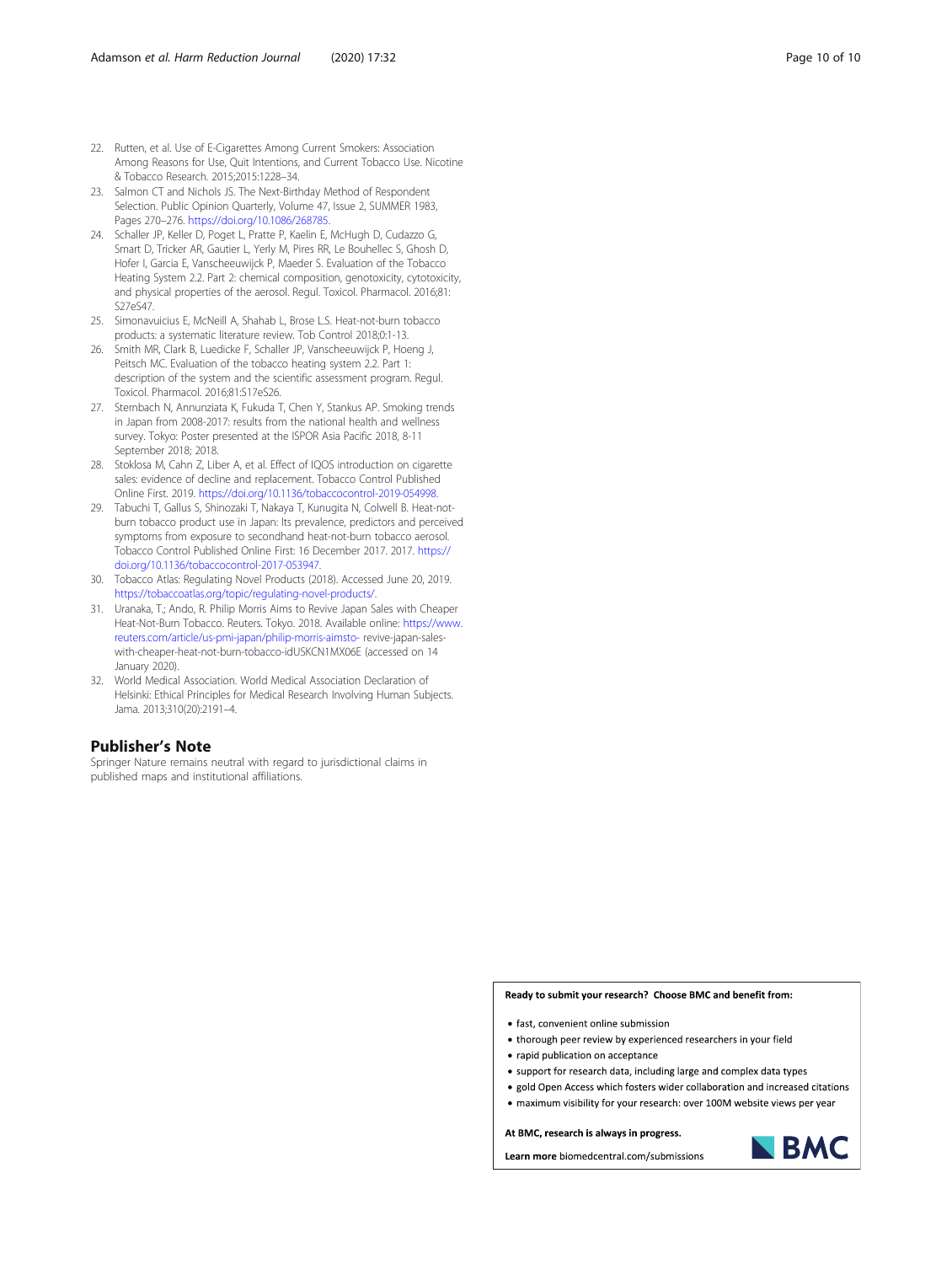22. Rutten, et al. Use of E-Cigarettes Among Current Smokers: Association Among Reasons for Use, Quit Intentions, and Current Tobacco Use. Nicotine & Tobacco Research. 2015;2015:1228–34.
23. Salmon CT and Nichols JS. The Next-Birthday Method of Respondent Selection. Public Opinion Quarterly, Volume 47, Issue 2, SUMMER 1983, Pages 270–276. https://doi.org/10.1086/268785.
24. Schaller JP, Keller D, Poget L, Pratte P, Kaelin E, McHugh D, Cudazzo G, Smart D, Tricker AR, Gautier L, Yerly M, Pires RR, Le Bouhellec S, Ghosh D, Hofer I, Garcia E, Vanscheeuwijck P, Maeder S. Evaluation of the Tobacco Heating System 2.2. Part 2: chemical composition, genotoxicity, cytotoxicity, and physical properties of the aerosol. Regul. Toxicol. Pharmacol. 2016;81: S27eS47.
25. Simonavuicius E, McNeill A, Shahab L, Brose LS. Heat-not-burn tobacco products: a systematic literature review. Tob Control 2018;0:1-13.
26. Smith MR, Clark B, Luedicke F, Schaller JP, Vanscheeuwijck P, Hoeng J, Peitsch MC. Evaluation of the tobacco heating system 2.2. Part 1: description of the system and the scientific assessment program. Regul. Toxicol. Pharmacol. 2016;81:S17eS26.
27. Sternbach N, Annunziata K, Fukuda T, Chen Y, Stankus AP. Smoking trends in Japan from 2008-2017: results from the national health and wellness survey. Tokyo: Poster presented at the ISPOR Asia Pacific 2018, 8-11 September 2018; 2018.
28. Stoklosa M, Cahn Z, Liber A, et al. Effect of IQOS introduction on cigarette sales: evidence of decline and replacement. Tobacco Control Published Online First. 2019. https://doi.org/10.1136/tobaccocontrol-2019-054998.
29. Tabuchi T, Gallus S, Shinozaki T, Nakaya T, Kunugita N, Colwell B. Heat-not-burn tobacco product use in Japan: Its prevalence, predictors and perceived symptoms from exposure to secondhand heat-not-burn tobacco aerosol. Tobacco Control Published Online First: 16 December 2017. 2017. https://doi.org/10.1136/tobaccocontrol-2017-053947.
30. Tobacco Atlas: Regulating Novel Products (2018). Accessed June 20, 2019. https://tobaccoatlas.org/topic/regulating-novel-products/.
31. Uranaka, T.; Ando, R. Philip Morris Aims to Revive Japan Sales with Cheaper Heat-Not-Burn Tobacco. Reuters. Tokyo. 2018. Available online: https://www.reuters.com/article/us-pmi-japan/philip-morris-aimsto- revive-japan-sales-with-cheaper-heat-not-burn-tobacco-idUSKCN1MX06E (accessed on 14 January 2020).
32. World Medical Association. World Medical Association Declaration of Helsinki: Ethical Principles for Medical Research Involving Human Subjects. Jama. 2013;310(20):2191–4.

## Publisher's Note

Springer Nature remains neutral with regard to jurisdictional claims in published maps and institutional affiliations.

**Ready to submit your research? Choose BMC and benefit from:**

- fast, convenient online submission
- thorough peer review by experienced researchers in your field
- rapid publication on acceptance
- support for research data, including large and complex data types
- gold Open Access which fosters wider collaboration and increased citations
- maximum visibility for your research: over 100M website views per year

**At BMC, research is always in progress.**

**Learn more** biomedcentral.com/submissions

BMC